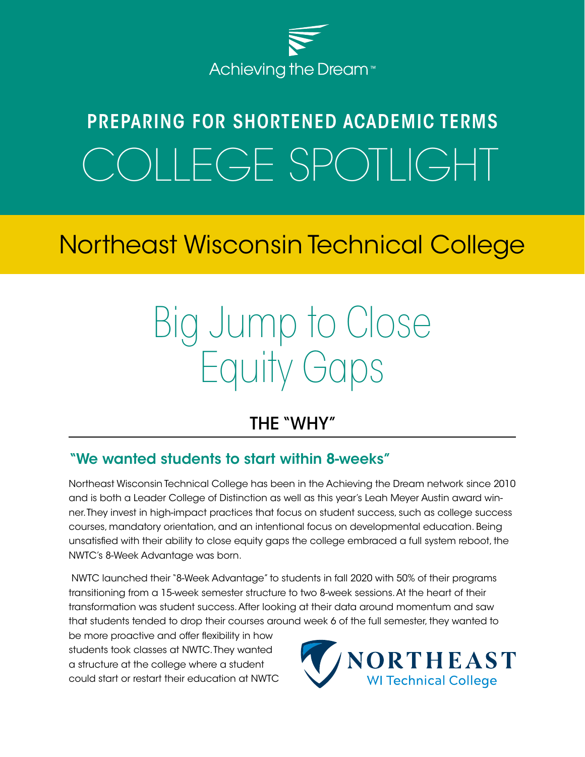Achieving the Dream™

## PREPARING FOR SHORTENED ACADEMIC TERMS

# COLLEGE SPOTLIGHT

## Northeast Wisconsin Technical College

# Big Jump to Close Equity Gaps

## THE "WHY"

### "We wanted students to start within 8-weeks"

Northeast Wisconsin Technical College has been in the Achieving the Dream network since 2010 and is both a Leader College of Distinction as well as this year's Leah Meyer Austin award winner. They invest in high-impact practices that focus on student success, such as college success courses, mandatory orientation, and an intentional focus on developmental education. Being unsatisfied with their ability to close equity gaps the college embraced a full system reboot, the NWTC's 8-Week Advantage was born.

NWTC launched their "8-Week Advantage" to students in fall 2020 with 50% of their programs transitioning from a 15-week semester structure to two 8-week sessions. At the heart of their transformation was student success. After looking at their data around momentum and saw that students tended to drop their courses around week 6 of the full semester, they wanted to be more proactive and offer flexibility in how students took classes at NWTC. They wanted a structure at the college where a student could start or restart their education at NWTC

NORTHEAST WI Technical College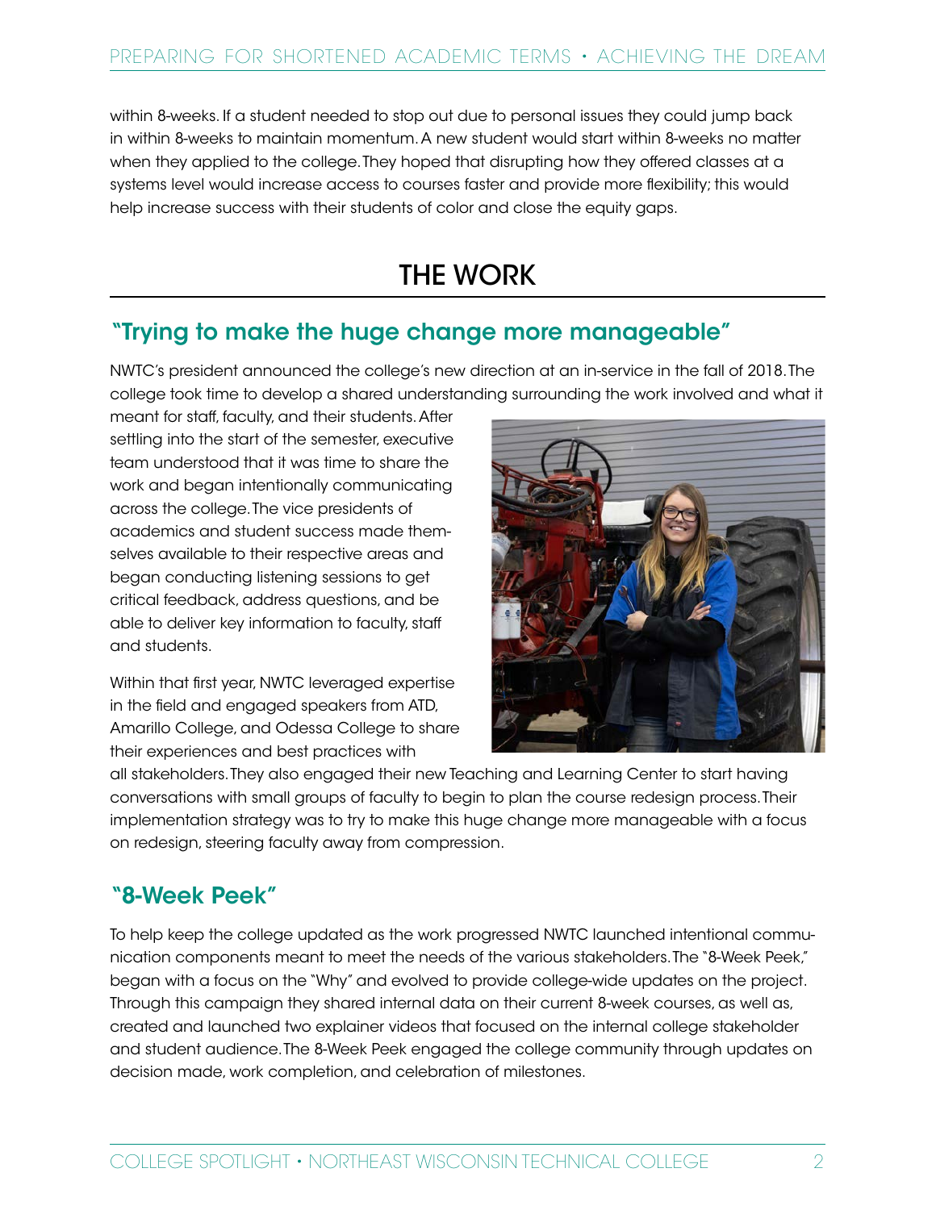within 8-weeks. If a student needed to stop out due to personal issues they could jump back in within 8-weeks to maintain momentum. A new student would start within 8-weeks no matter when they applied to the college. They hoped that disrupting how they offered classes at a systems level would increase access to courses faster and provide more flexibility; this would help increase success with their students of color and close the equity gaps.

# THE WORK

## "Trying to make the huge change more manageable"

NWTC's president announced the college's new direction at an in-service in the fall of 2018. The college took time to develop a shared understanding surrounding the work involved and what it meant for staff, faculty, and their students. After settling into the start of the semester, executive team understood that it was time to share the work and began intentionally communicating across the college. The vice presidents of academics and student success made themselves available to their respective areas and began conducting listening sessions to get critical feedback, address questions, and be able to deliver key information to faculty, staff and students.

Within that first year, NWTC leveraged expertise in the field and engaged speakers from ATD, Amarillo College, and Odessa College to share their experiences and best practices with all stakeholders. They also engaged their new Teaching and Learning Center to start having conversations with small groups of faculty to begin to plan the course redesign process. Their implementation strategy was to try to make this huge change more manageable with a focus on redesign, steering faculty away from compression.

## "8-Week Peek"

To help keep the college updated as the work progressed NWTC launched intentional communication components meant to meet the needs of the various stakeholders. The "8-Week Peek," began with a focus on the "Why" and evolved to provide college-wide updates on the project. Through this campaign they shared internal data on their current 8-week courses, as well as, created and launched two explainer videos that focused on the internal college stakeholder and student audience. The 8-Week Peek engaged the college community through updates on decision made, work completion, and celebration of milestones.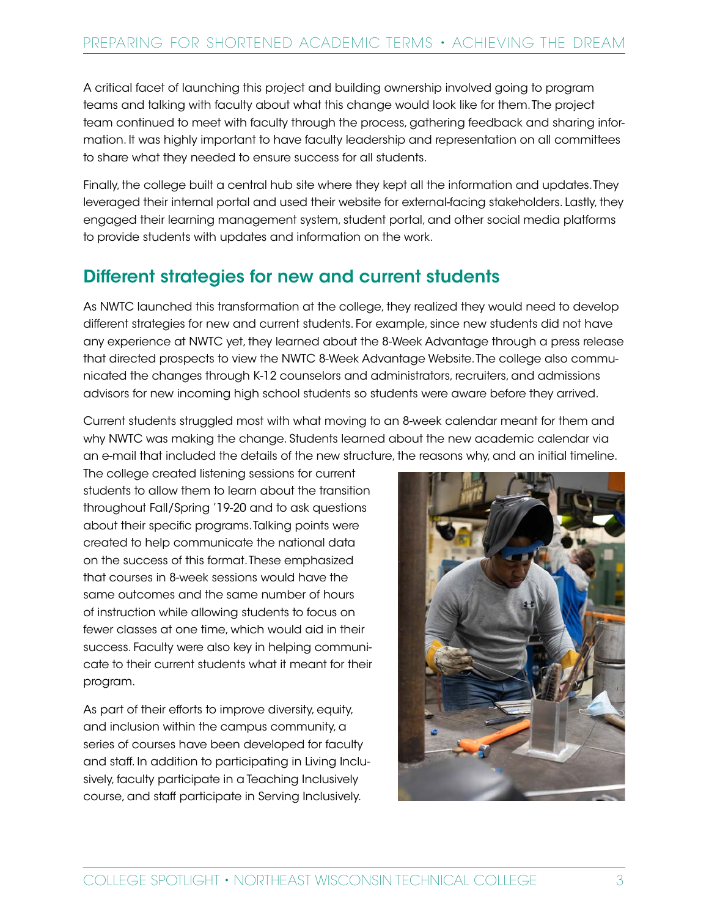A critical facet of launching this project and building ownership involved going to program teams and talking with faculty about what this change would look like for them. The project team continued to meet with faculty through the process, gathering feedback and sharing information. It was highly important to have faculty leadership and representation on all committees to share what they needed to ensure success for all students.

Finally, the college built a central hub site where they kept all the information and updates. They leveraged their internal portal and used their website for external-facing stakeholders. Lastly, they engaged their learning management system, student portal, and other social media platforms to provide students with updates and information on the work.

## Different strategies for new and current students

As NWTC launched this transformation at the college, they realized they would need to develop different strategies for new and current students. For example, since new students did not have any experience at NWTC yet, they learned about the 8-Week Advantage through a press release that directed prospects to view the NWTC 8-Week Advantage Website. The college also communicated the changes through K-12 counselors and administrators, recruiters, and admissions advisors for new incoming high school students so students were aware before they arrived.

Current students struggled most with what moving to an 8-week calendar meant for them and why NWTC was making the change. Students learned about the new academic calendar via an e-mail that included the details of the new structure, the reasons why, and an initial timeline. The college created listening sessions for current students to allow them to learn about the transition throughout Fall/Spring '19-20 and to ask questions about their specific programs. Talking points were created to help communicate the national data on the success of this format. These emphasized that courses in 8-week sessions would have the same outcomes and the same number of hours of instruction while allowing students to focus on fewer classes at one time, which would aid in their success. Faculty were also key in helping communicate to their current students what it meant for their program.

As part of their efforts to improve diversity, equity, and inclusion within the campus community, a series of courses have been developed for faculty and staff. In addition to participating in Living Inclusively, faculty participate in a Teaching Inclusively course, and staff participate in Serving Inclusively.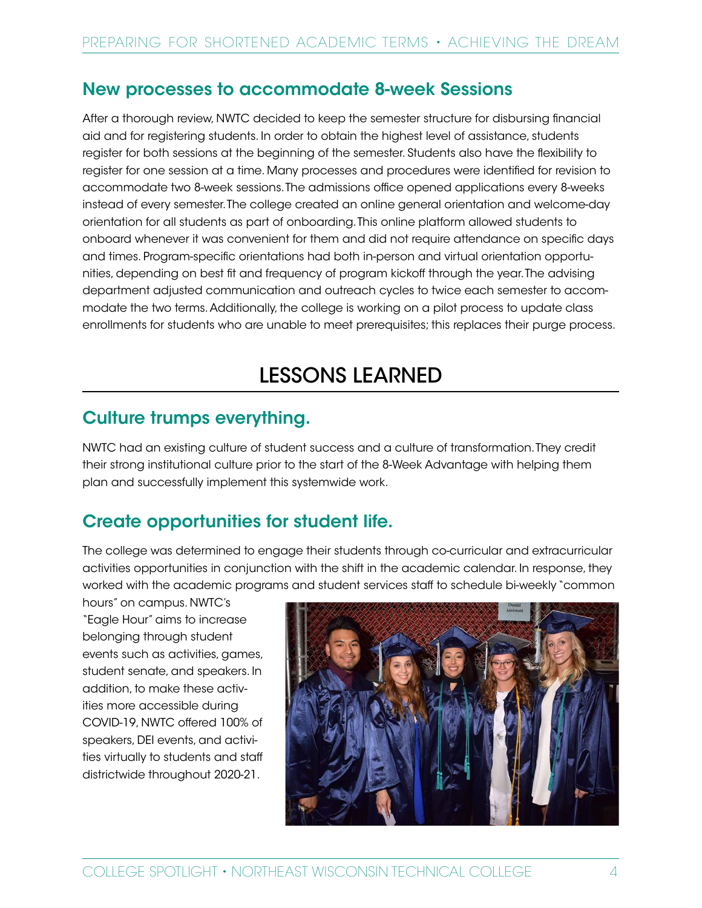## New processes to accommodate 8-week Sessions

After a thorough review, NWTC decided to keep the semester structure for disbursing financial aid and for registering students. In order to obtain the highest level of assistance, students register for both sessions at the beginning of the semester. Students also have the flexibility to register for one session at a time. Many processes and procedures were identified for revision to accommodate two 8-week sessions. The admissions office opened applications every 8-weeks instead of every semester. The college created an online general orientation and welcome-day orientation for all students as part of onboarding. This online platform allowed students to onboard whenever it was convenient for them and did not require attendance on specific days and times. Program-specific orientations had both in-person and virtual orientation opportunities, depending on best fit and frequency of program kickoff through the year. The advising department adjusted communication and outreach cycles to twice each semester to accommodate the two terms. Additionally, the college is working on a pilot process to update class enrollments for students who are unable to meet prerequisites; this replaces their purge process.

# LESSONS LEARNED

## Culture trumps everything.

NWTC had an existing culture of student success and a culture of transformation. They credit their strong institutional culture prior to the start of the 8-Week Advantage with helping them plan and successfully implement this systemwide work.

## Create opportunities for student life.

The college was determined to engage their students through co-curricular and extracurricular activities opportunities in conjunction with the shift in the academic calendar. In response, they worked with the academic programs and student services staff to schedule bi-weekly "common hours" on campus. NWTC's "Eagle Hour" aims to increase belonging through student events such as activities, games, student senate, and speakers. In addition, to make these activities more accessible during COVID-19, NWTC offered 100% of speakers, DEI events, and activities virtually to students and staff districtwide throughout 2020-21.